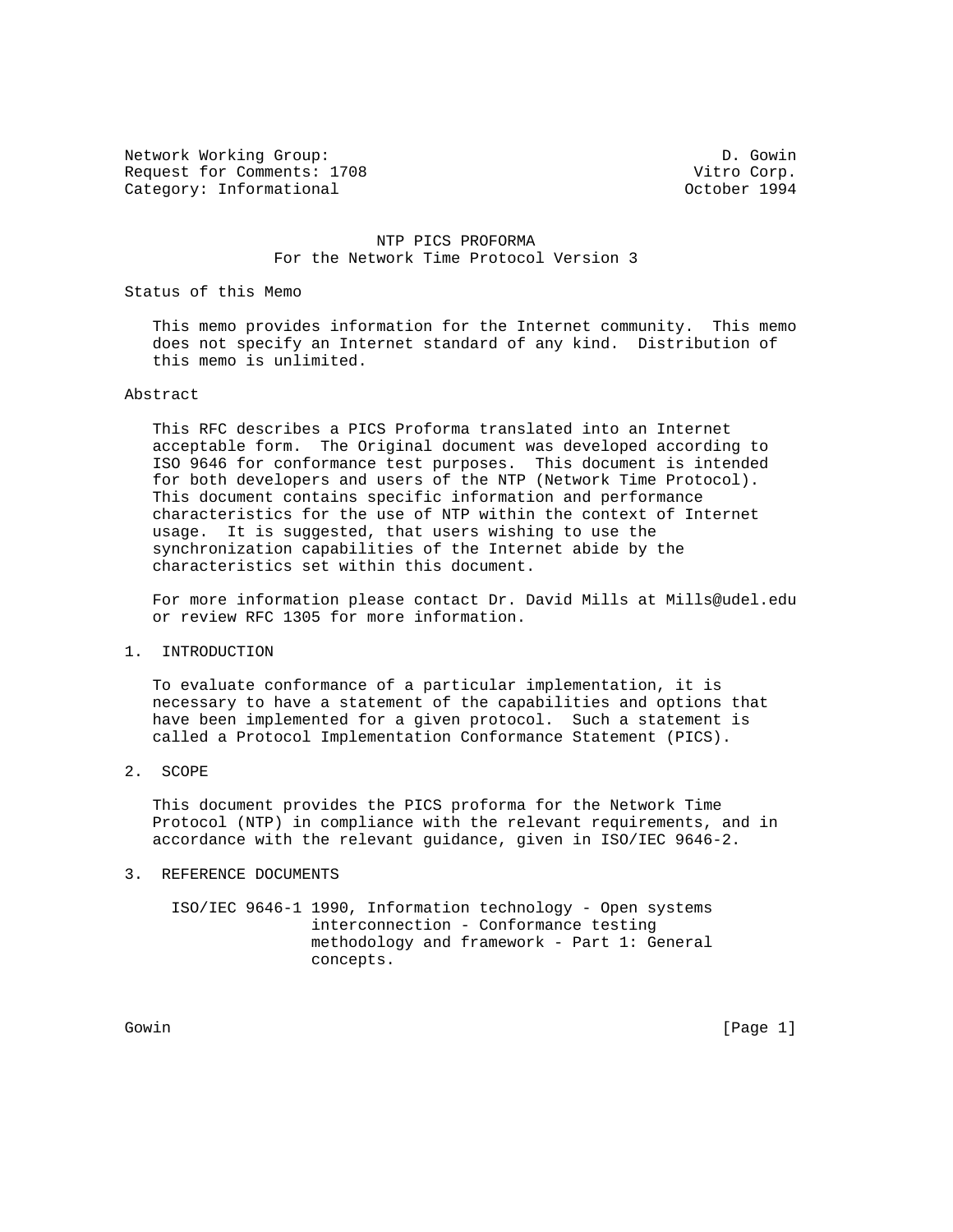Network Working Group: D. Gowin
Request for Comments: 1708 Vitro Corp.
Category: Informational October 1994

# NTP PICS PROFORMA
## For the Network Time Protocol Version 3

### Status of this Memo

This memo provides information for the Internet community. This memo does not specify an Internet standard of any kind. Distribution of this memo is unlimited.

### Abstract

This RFC describes a PICS Proforma translated into an Internet acceptable form. The Original document was developed according to ISO 9646 for conformance test purposes. This document is intended for both developers and users of the NTP (Network Time Protocol). This document contains specific information and performance characteristics for the use of NTP within the context of Internet usage. It is suggested, that users wishing to use the synchronization capabilities of the Internet abide by the characteristics set within this document.

For more information please contact Dr. David Mills at Mills@udel.edu or review RFC 1305 for more information.

## 1. INTRODUCTION

To evaluate conformance of a particular implementation, it is necessary to have a statement of the capabilities and options that have been implemented for a given protocol. Such a statement is called a Protocol Implementation Conformance Statement (PICS).

## 2. SCOPE

This document provides the PICS proforma for the Network Time Protocol (NTP) in compliance with the relevant requirements, and in accordance with the relevant guidance, given in ISO/IEC 9646-2.

## 3. REFERENCE DOCUMENTS

ISO/IEC 9646-1 1990, Information technology - Open systems interconnection - Conformance testing methodology and framework - Part 1: General concepts.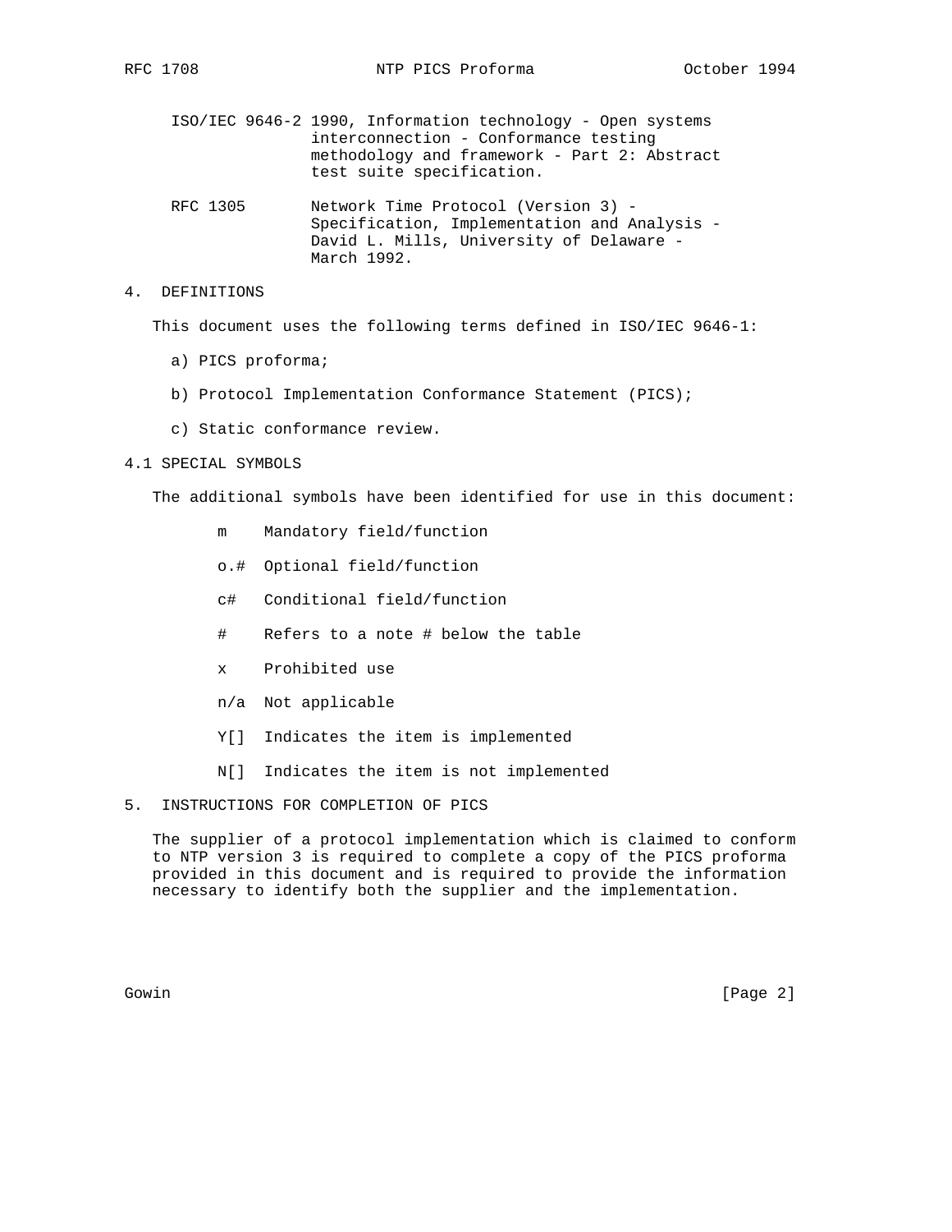ISO/IEC 9646-2 1990, Information technology - Open systems interconnection - Conformance testing methodology and framework - Part 2: Abstract test suite specification.

RFC 1305 Network Time Protocol (Version 3) - Specification, Implementation and Analysis - David L. Mills, University of Delaware - March 1992.

## 4. DEFINITIONS

This document uses the following terms defined in ISO/IEC 9646-1:

a) PICS proforma;

b) Protocol Implementation Conformance Statement (PICS);

c) Static conformance review.

### 4.1 SPECIAL SYMBOLS

The additional symbols have been identified for use in this document:

- m Mandatory field/function
- o.# Optional field/function
- c# Conditional field/function
- # Refers to a note # below the table
- x Prohibited use
- n/a Not applicable
- Y[] Indicates the item is implemented
- N[] Indicates the item is not implemented

## 5. INSTRUCTIONS FOR COMPLETION OF PICS

The supplier of a protocol implementation which is claimed to conform to NTP version 3 is required to complete a copy of the PICS proforma provided in this document and is required to provide the information necessary to identify both the supplier and the implementation.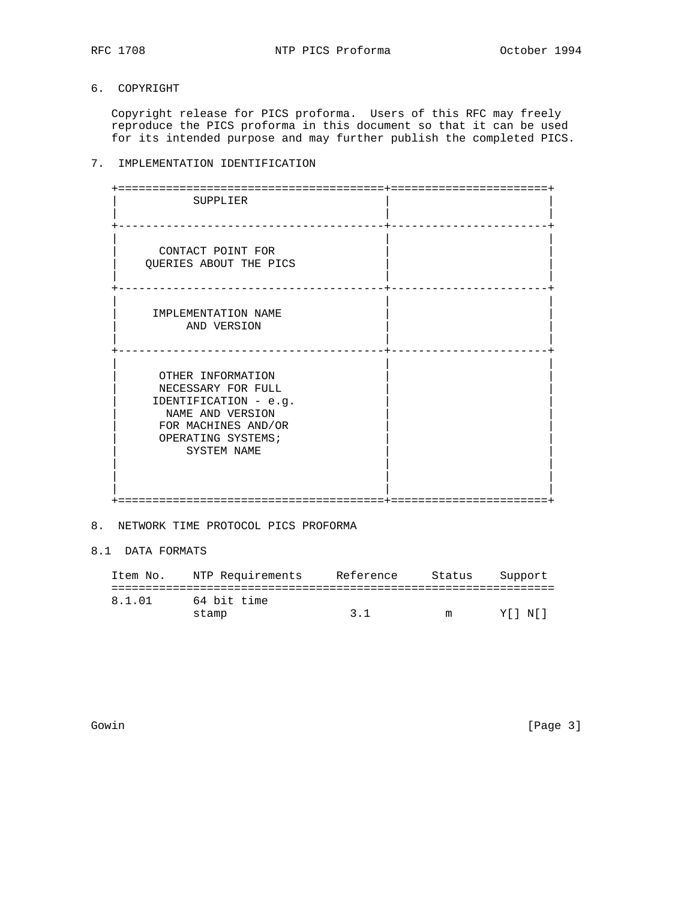## 6. COPYRIGHT

Copyright release for PICS proforma. Users of this RFC may freely reproduce the PICS proforma in this document so that it can be used for its intended purpose and may further publish the completed PICS.

## 7. IMPLEMENTATION IDENTIFICATION

| | |
|---|---|
| SUPPLIER | |
| CONTACT POINT FOR QUERIES ABOUT THE PICS | |
| IMPLEMENTATION NAME AND VERSION | |
| OTHER INFORMATION NECESSARY FOR FULL IDENTIFICATION - e.g. NAME AND VERSION FOR MACHINES AND/OR OPERATING SYSTEMS; SYSTEM NAME | |

## 8. NETWORK TIME PROTOCOL PICS PROFORMA

### 8.1 DATA FORMATS

| Item No. | NTP Requirements | Reference | Status | Support |
|---|---|---|---|---|
| 8.1.01 | 64 bit time stamp | 3.1 | m | Y[] N[] |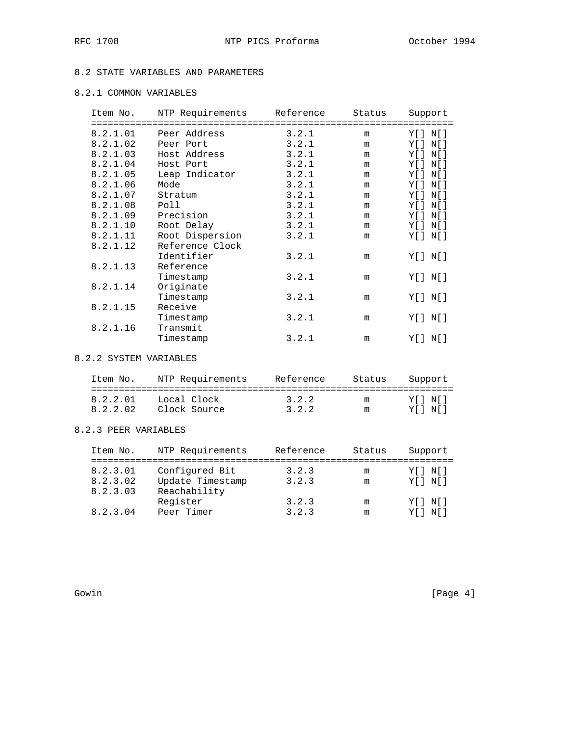## 8.2 STATE VARIABLES AND PARAMETERS

### 8.2.1 COMMON VARIABLES

| Item No. | NTP Requirements | Reference | Status | Support |
|---|---|---|---|---|
| 8.2.1.01 | Peer Address | 3.2.1 | m | Y[] N[] |
| 8.2.1.02 | Peer Port | 3.2.1 | m | Y[] N[] |
| 8.2.1.03 | Host Address | 3.2.1 | m | Y[] N[] |
| 8.2.1.04 | Host Port | 3.2.1 | m | Y[] N[] |
| 8.2.1.05 | Leap Indicator | 3.2.1 | m | Y[] N[] |
| 8.2.1.06 | Mode | 3.2.1 | m | Y[] N[] |
| 8.2.1.07 | Stratum | 3.2.1 | m | Y[] N[] |
| 8.2.1.08 | Poll | 3.2.1 | m | Y[] N[] |
| 8.2.1.09 | Precision | 3.2.1 | m | Y[] N[] |
| 8.2.1.10 | Root Delay | 3.2.1 | m | Y[] N[] |
| 8.2.1.11 | Root Dispersion | 3.2.1 | m | Y[] N[] |
| 8.2.1.12 | Reference Clock Identifier | 3.2.1 | m | Y[] N[] |
| 8.2.1.13 | Reference Timestamp | 3.2.1 | m | Y[] N[] |
| 8.2.1.14 | Originate Timestamp | 3.2.1 | m | Y[] N[] |
| 8.2.1.15 | Receive Timestamp | 3.2.1 | m | Y[] N[] |
| 8.2.1.16 | Transmit Timestamp | 3.2.1 | m | Y[] N[] |

### 8.2.2 SYSTEM VARIABLES

| Item No. | NTP Requirements | Reference | Status | Support |
|---|---|---|---|---|
| 8.2.2.01 | Local Clock | 3.2.2 | m | Y[] N[] |
| 8.2.2.02 | Clock Source | 3.2.2 | m | Y[] N[] |

### 8.2.3 PEER VARIABLES

| Item No. | NTP Requirements | Reference | Status | Support |
|---|---|---|---|---|
| 8.2.3.01 | Configured Bit | 3.2.3 | m | Y[] N[] |
| 8.2.3.02 | Update Timestamp | 3.2.3 | m | Y[] N[] |
| 8.2.3.03 | Reachability Register | 3.2.3 | m | Y[] N[] |
| 8.2.3.04 | Peer Timer | 3.2.3 | m | Y[] N[] |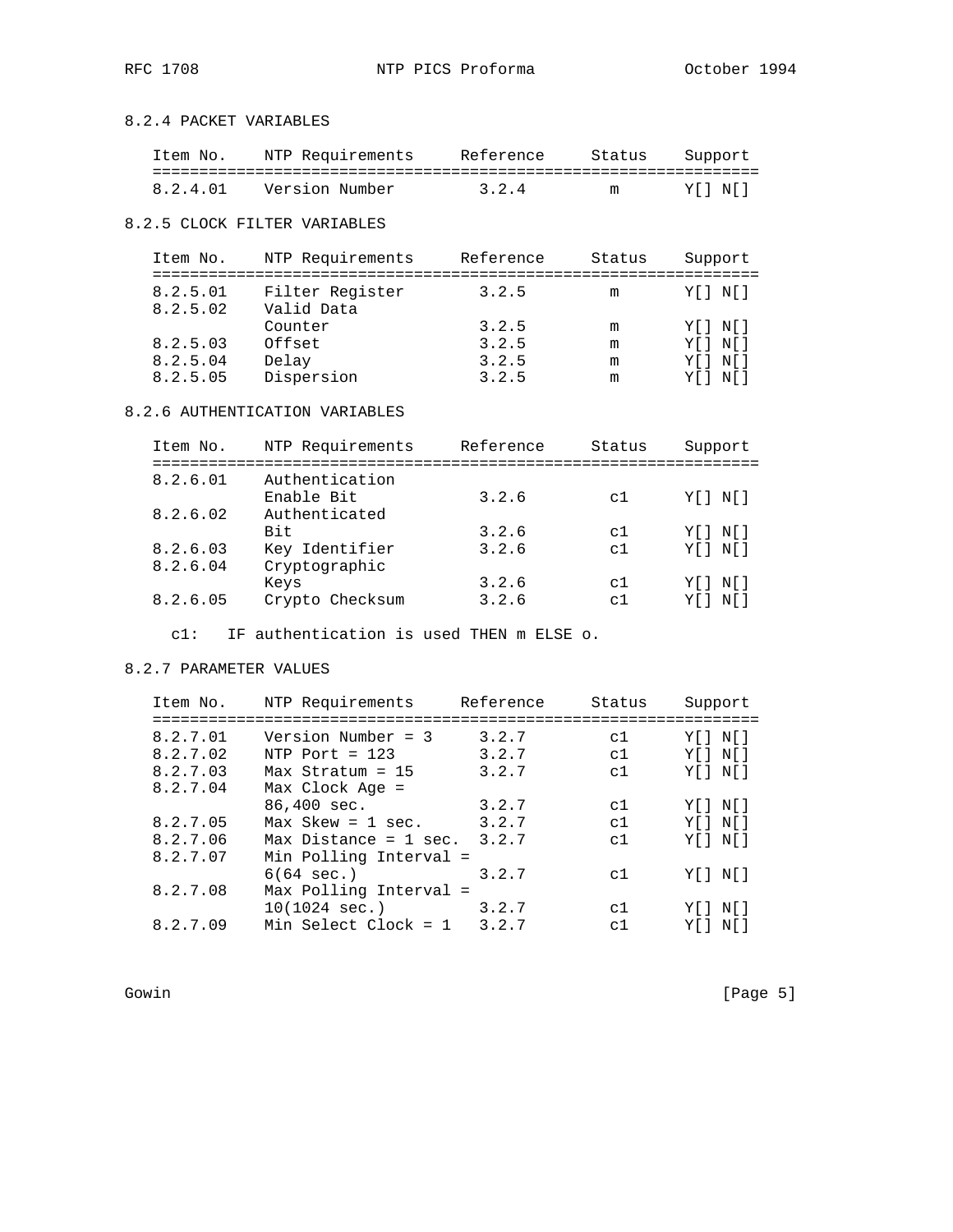### 8.2.4 PACKET VARIABLES

| Item No. | NTP Requirements | Reference | Status | Support |
|---|---|---|---|---|
| 8.2.4.01 | Version Number | 3.2.4 | m | Y[] N[] |

### 8.2.5 CLOCK FILTER VARIABLES

| Item No. | NTP Requirements | Reference | Status | Support |
|---|---|---|---|---|
| 8.2.5.01 | Filter Register | 3.2.5 | m | Y[] N[] |
| 8.2.5.02 | Valid Data Counter | 3.2.5 | m | Y[] N[] |
| 8.2.5.03 | Offset | 3.2.5 | m | Y[] N[] |
| 8.2.5.04 | Delay | 3.2.5 | m | Y[] N[] |
| 8.2.5.05 | Dispersion | 3.2.5 | m | Y[] N[] |

### 8.2.6 AUTHENTICATION VARIABLES

| Item No. | NTP Requirements | Reference | Status | Support |
|---|---|---|---|---|
| 8.2.6.01 | Authentication Enable Bit | 3.2.6 | c1 | Y[] N[] |
| 8.2.6.02 | Authenticated Bit | 3.2.6 | c1 | Y[] N[] |
| 8.2.6.03 | Key Identifier | 3.2.6 | c1 | Y[] N[] |
| 8.2.6.04 | Cryptographic Keys | 3.2.6 | c1 | Y[] N[] |
| 8.2.6.05 | Crypto Checksum | 3.2.6 | c1 | Y[] N[] |

c1: IF authentication is used THEN m ELSE o.

### 8.2.7 PARAMETER VALUES

| Item No. | NTP Requirements | Reference | Status | Support |
|---|---|---|---|---|
| 8.2.7.01 | Version Number = 3 | 3.2.7 | c1 | Y[] N[] |
| 8.2.7.02 | NTP Port = 123 | 3.2.7 | c1 | Y[] N[] |
| 8.2.7.03 | Max Stratum = 15 | 3.2.7 | c1 | Y[] N[] |
| 8.2.7.04 | Max Clock Age = 86,400 sec. | 3.2.7 | c1 | Y[] N[] |
| 8.2.7.05 | Max Skew = 1 sec. | 3.2.7 | c1 | Y[] N[] |
| 8.2.7.06 | Max Distance = 1 sec. | 3.2.7 | c1 | Y[] N[] |
| 8.2.7.07 | Min Polling Interval = 6(64 sec.) | 3.2.7 | c1 | Y[] N[] |
| 8.2.7.08 | Max Polling Interval = 10(1024 sec.) | 3.2.7 | c1 | Y[] N[] |
| 8.2.7.09 | Min Select Clock = 1 | 3.2.7 | c1 | Y[] N[] |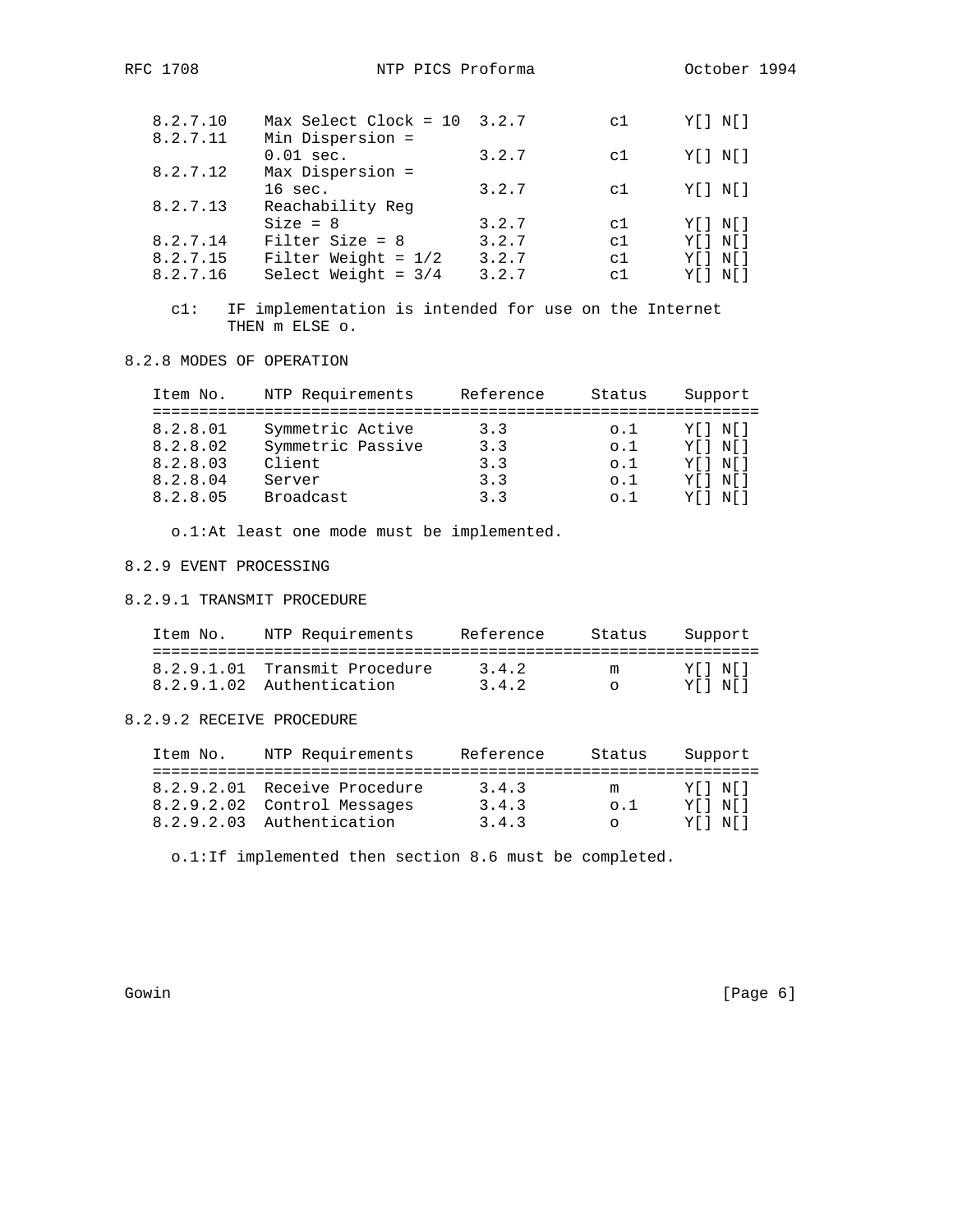| Item No. | NTP Requirements | Reference | Status | Support |
|---|---|---|---|---|
| 8.2.7.10 | Max Select Clock = 10 | 3.2.7 | c1 | Y[] N[] |
| 8.2.7.11 | Min Dispersion = 0.01 sec. | 3.2.7 | c1 | Y[] N[] |
| 8.2.7.12 | Max Dispersion = 16 sec. | 3.2.7 | c1 | Y[] N[] |
| 8.2.7.13 | Reachability Reg Size = 8 | 3.2.7 | c1 | Y[] N[] |
| 8.2.7.14 | Filter Size = 8 | 3.2.7 | c1 | Y[] N[] |
| 8.2.7.15 | Filter Weight = 1/2 | 3.2.7 | c1 | Y[] N[] |
| 8.2.7.16 | Select Weight = 3/4 | 3.2.7 | c1 | Y[] N[] |

c1: IF implementation is intended for use on the Internet THEN m ELSE o.

### 8.2.8 MODES OF OPERATION

| Item No. | NTP Requirements | Reference | Status | Support |
|---|---|---|---|---|
| 8.2.8.01 | Symmetric Active | 3.3 | o.1 | Y[] N[] |
| 8.2.8.02 | Symmetric Passive | 3.3 | o.1 | Y[] N[] |
| 8.2.8.03 | Client | 3.3 | o.1 | Y[] N[] |
| 8.2.8.04 | Server | 3.3 | o.1 | Y[] N[] |
| 8.2.8.05 | Broadcast | 3.3 | o.1 | Y[] N[] |

o.1:At least one mode must be implemented.

### 8.2.9 EVENT PROCESSING

#### 8.2.9.1 TRANSMIT PROCEDURE

| Item No. | NTP Requirements | Reference | Status | Support |
|---|---|---|---|---|
| 8.2.9.1.01 | Transmit Procedure | 3.4.2 | m | Y[] N[] |
| 8.2.9.1.02 | Authentication | 3.4.2 | o | Y[] N[] |

#### 8.2.9.2 RECEIVE PROCEDURE

| Item No. | NTP Requirements | Reference | Status | Support |
|---|---|---|---|---|
| 8.2.9.2.01 | Receive Procedure | 3.4.3 | m | Y[] N[] |
| 8.2.9.2.02 | Control Messages | 3.4.3 | o.1 | Y[] N[] |
| 8.2.9.2.03 | Authentication | 3.4.3 | o | Y[] N[] |

o.1:If implemented then section 8.6 must be completed.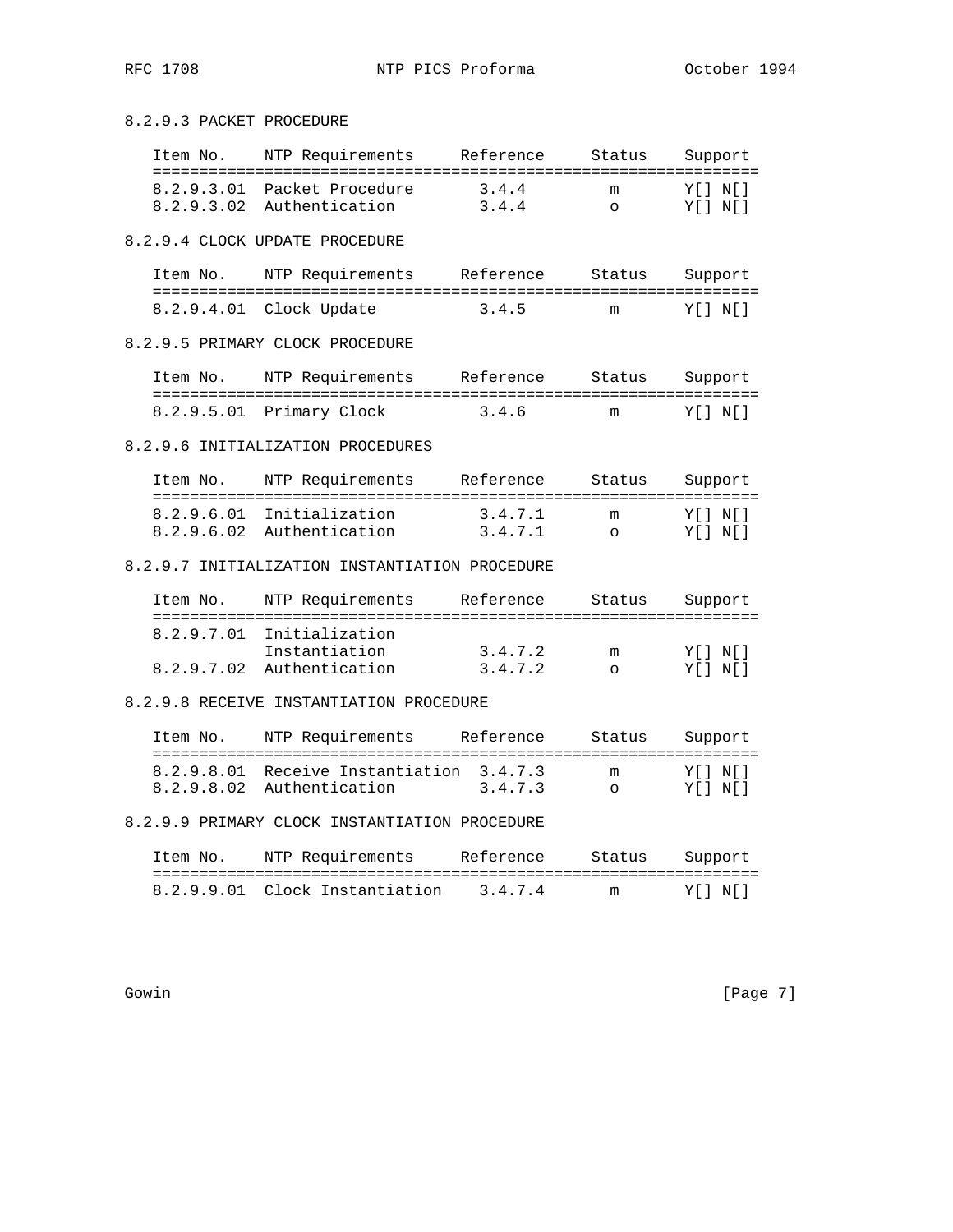### 8.2.9.3 PACKET PROCEDURE

| Item No. | NTP Requirements | Reference | Status | Support |
|---|---|---|---|---|
| 8.2.9.3.01 | Packet Procedure | 3.4.4 | m | Y[] N[] |
| 8.2.9.3.02 | Authentication | 3.4.4 | o | Y[] N[] |

### 8.2.9.4 CLOCK UPDATE PROCEDURE

| Item No. | NTP Requirements | Reference | Status | Support |
|---|---|---|---|---|
| 8.2.9.4.01 | Clock Update | 3.4.5 | m | Y[] N[] |

### 8.2.9.5 PRIMARY CLOCK PROCEDURE

| Item No. | NTP Requirements | Reference | Status | Support |
|---|---|---|---|---|
| 8.2.9.5.01 | Primary Clock | 3.4.6 | m | Y[] N[] |

### 8.2.9.6 INITIALIZATION PROCEDURES

| Item No. | NTP Requirements | Reference | Status | Support |
|---|---|---|---|---|
| 8.2.9.6.01 | Initialization | 3.4.7.1 | m | Y[] N[] |
| 8.2.9.6.02 | Authentication | 3.4.7.1 | o | Y[] N[] |

### 8.2.9.7 INITIALIZATION INSTANTIATION PROCEDURE

| Item No. | NTP Requirements | Reference | Status | Support |
|---|---|---|---|---|
| 8.2.9.7.01 | Initialization Instantiation | 3.4.7.2 | m | Y[] N[] |
| 8.2.9.7.02 | Authentication | 3.4.7.2 | o | Y[] N[] |

### 8.2.9.8 RECEIVE INSTANTIATION PROCEDURE

| Item No. | NTP Requirements | Reference | Status | Support |
|---|---|---|---|---|
| 8.2.9.8.01 | Receive Instantiation | 3.4.7.3 | m | Y[] N[] |
| 8.2.9.8.02 | Authentication | 3.4.7.3 | o | Y[] N[] |

### 8.2.9.9 PRIMARY CLOCK INSTANTIATION PROCEDURE

| Item No. | NTP Requirements | Reference | Status | Support |
|---|---|---|---|---|
| 8.2.9.9.01 | Clock Instantiation | 3.4.7.4 | m | Y[] N[] |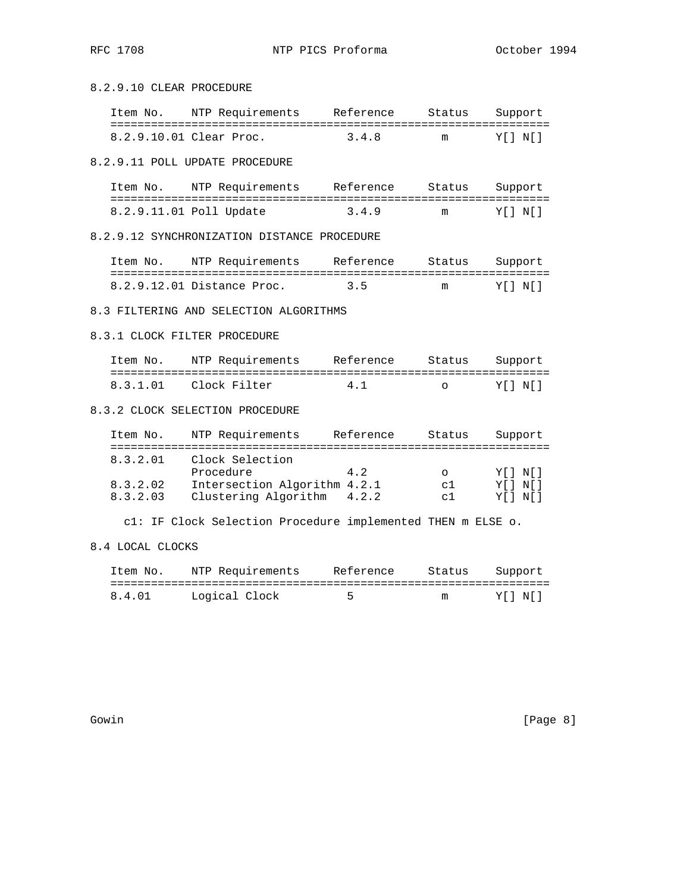8.2.9.10 CLEAR PROCEDURE

| Item No. | NTP Requirements | Reference | Status | Support |
|---|---|---|---|---|
| 8.2.9.10.01 | Clear Proc. | 3.4.8 | m | Y[] N[] |

8.2.9.11 POLL UPDATE PROCEDURE

| Item No. | NTP Requirements | Reference | Status | Support |
|---|---|---|---|---|
| 8.2.9.11.01 | Poll Update | 3.4.9 | m | Y[] N[] |

8.2.9.12 SYNCHRONIZATION DISTANCE PROCEDURE

| Item No. | NTP Requirements | Reference | Status | Support |
|---|---|---|---|---|
| 8.2.9.12.01 | Distance Proc. | 3.5 | m | Y[] N[] |

8.3 FILTERING AND SELECTION ALGORITHMS

8.3.1 CLOCK FILTER PROCEDURE

| Item No. | NTP Requirements | Reference | Status | Support |
|---|---|---|---|---|
| 8.3.1.01 | Clock Filter | 4.1 | o | Y[] N[] |

8.3.2 CLOCK SELECTION PROCEDURE

| Item No. | NTP Requirements | Reference | Status | Support |
|---|---|---|---|---|
| 8.3.2.01 | Clock Selection Procedure | 4.2 | o | Y[] N[] |
| 8.3.2.02 | Intersection Algorithm | 4.2.1 | c1 | Y[] N[] |
| 8.3.2.03 | Clustering Algorithm | 4.2.2 | c1 | Y[] N[] |

c1: IF Clock Selection Procedure implemented THEN m ELSE o.

8.4 LOCAL CLOCKS

| Item No. | NTP Requirements | Reference | Status | Support |
|---|---|---|---|---|
| 8.4.01 | Logical Clock | 5 | m | Y[] N[] |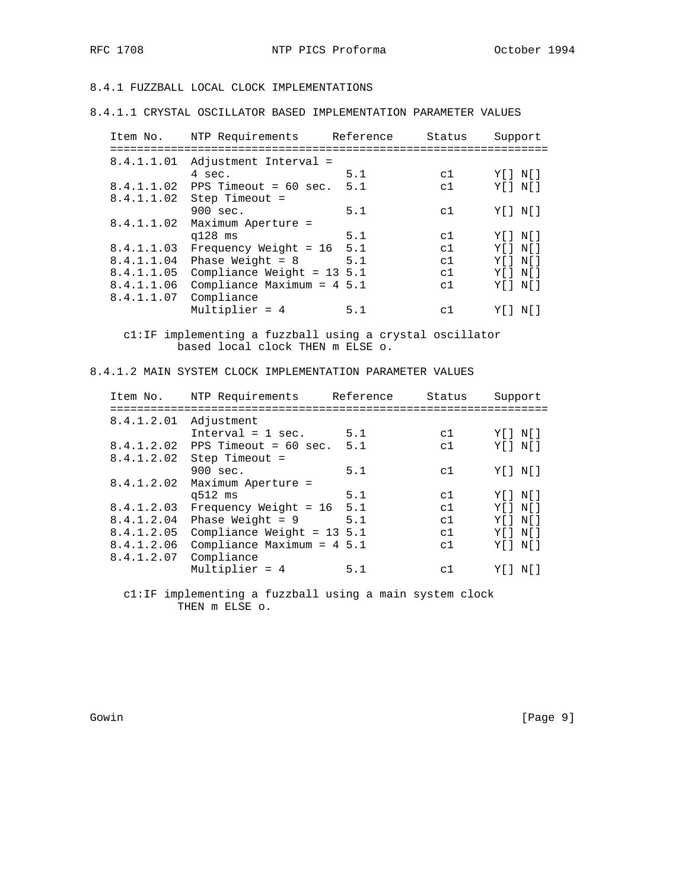## 8.4.1 FUZZBALL LOCAL CLOCK IMPLEMENTATIONS

### 8.4.1.1 CRYSTAL OSCILLATOR BASED IMPLEMENTATION PARAMETER VALUES

| Item No. | NTP Requirements | Reference | Status | Support |
|---|---|---|---|---|
| 8.4.1.1.01 | Adjustment Interval = 4 sec. | 5.1 | c1 | Y[] N[] |
| 8.4.1.1.02 | PPS Timeout = 60 sec. | 5.1 | c1 | Y[] N[] |
| 8.4.1.1.02 | Step Timeout = 900 sec. | 5.1 | c1 | Y[] N[] |
| 8.4.1.1.02 | Maximum Aperture = q128 ms | 5.1 | c1 | Y[] N[] |
| 8.4.1.1.03 | Frequency Weight = 16 | 5.1 | c1 | Y[] N[] |
| 8.4.1.1.04 | Phase Weight = 8 | 5.1 | c1 | Y[] N[] |
| 8.4.1.1.05 | Compliance Weight = 13 | 5.1 | c1 | Y[] N[] |
| 8.4.1.1.06 | Compliance Maximum = 4 | 5.1 | c1 | Y[] N[] |
| 8.4.1.1.07 | Compliance Multiplier = 4 | 5.1 | c1 | Y[] N[] |

c1:IF implementing a fuzzball using a crystal oscillator based local clock THEN m ELSE o.

### 8.4.1.2 MAIN SYSTEM CLOCK IMPLEMENTATION PARAMETER VALUES

| Item No. | NTP Requirements | Reference | Status | Support |
|---|---|---|---|---|
| 8.4.1.2.01 | Adjustment Interval = 1 sec. | 5.1 | c1 | Y[] N[] |
| 8.4.1.2.02 | PPS Timeout = 60 sec. | 5.1 | c1 | Y[] N[] |
| 8.4.1.2.02 | Step Timeout = 900 sec. | 5.1 | c1 | Y[] N[] |
| 8.4.1.2.02 | Maximum Aperture = q512 ms | 5.1 | c1 | Y[] N[] |
| 8.4.1.2.03 | Frequency Weight = 16 | 5.1 | c1 | Y[] N[] |
| 8.4.1.2.04 | Phase Weight = 9 | 5.1 | c1 | Y[] N[] |
| 8.4.1.2.05 | Compliance Weight = 13 | 5.1 | c1 | Y[] N[] |
| 8.4.1.2.06 | Compliance Maximum = 4 | 5.1 | c1 | Y[] N[] |
| 8.4.1.2.07 | Compliance Multiplier = 4 | 5.1 | c1 | Y[] N[] |

c1:IF implementing a fuzzball using a main system clock THEN m ELSE o.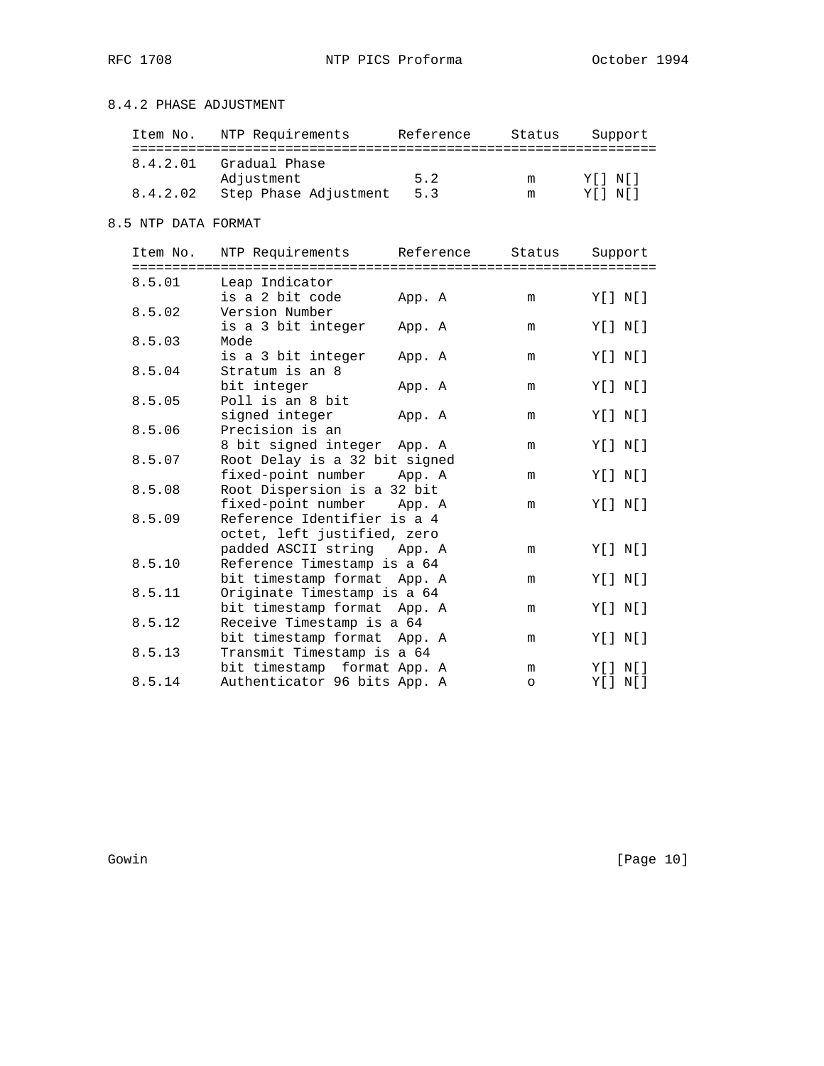### 8.4.2 PHASE ADJUSTMENT

| Item No. | NTP Requirements | Reference | Status | Support |
|---|---|---|---|---|
| 8.4.2.01 | Gradual Phase Adjustment | 5.2 | m | Y[] N[] |
| 8.4.2.02 | Step Phase Adjustment | 5.3 | m | Y[] N[] |

### 8.5 NTP DATA FORMAT

| Item No. | NTP Requirements | Reference | Status | Support |
|---|---|---|---|---|
| 8.5.01 | Leap Indicator is a 2 bit code | App. A | m | Y[] N[] |
| 8.5.02 | Version Number is a 3 bit integer | App. A | m | Y[] N[] |
| 8.5.03 | Mode is a 3 bit integer | App. A | m | Y[] N[] |
| 8.5.04 | Stratum is an 8 bit integer | App. A | m | Y[] N[] |
| 8.5.05 | Poll is an 8 bit signed integer | App. A | m | Y[] N[] |
| 8.5.06 | Precision is an 8 bit signed integer | App. A | m | Y[] N[] |
| 8.5.07 | Root Delay is a 32 bit signed fixed-point number | App. A | m | Y[] N[] |
| 8.5.08 | Root Dispersion is a 32 bit fixed-point number | App. A | m | Y[] N[] |
| 8.5.09 | Reference Identifier is a 4 octet, left justified, zero padded ASCII string | App. A | m | Y[] N[] |
| 8.5.10 | Reference Timestamp is a 64 bit timestamp format | App. A | m | Y[] N[] |
| 8.5.11 | Originate Timestamp is a 64 bit timestamp format | App. A | m | Y[] N[] |
| 8.5.12 | Receive Timestamp is a 64 bit timestamp format | App. A | m | Y[] N[] |
| 8.5.13 | Transmit Timestamp is a 64 bit timestamp format | App. A | m | Y[] N[] |
| 8.5.14 | Authenticator 96 bits | App. A | o | Y[] N[] |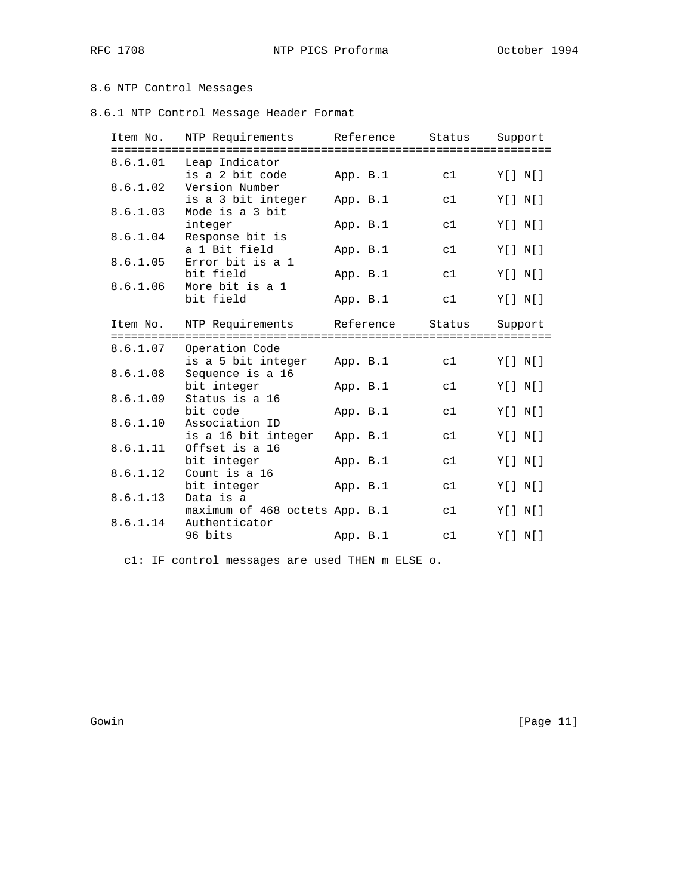### 8.6 NTP Control Messages

#### 8.6.1 NTP Control Message Header Format

| Item No. | NTP Requirements | Reference | Status | Support |
|---|---|---|---|---|
| 8.6.1.01 | Leap Indicator is a 2 bit code | App. B.1 | c1 | Y[] N[] |
| 8.6.1.02 | Version Number is a 3 bit integer | App. B.1 | c1 | Y[] N[] |
| 8.6.1.03 | Mode is a 3 bit integer | App. B.1 | c1 | Y[] N[] |
| 8.6.1.04 | Response bit is a 1 Bit field | App. B.1 | c1 | Y[] N[] |
| 8.6.1.05 | Error bit is a 1 bit field | App. B.1 | c1 | Y[] N[] |
| 8.6.1.06 | More bit is a 1 bit field | App. B.1 | c1 | Y[] N[] |

| Item No. | NTP Requirements | Reference | Status | Support |
|---|---|---|---|---|
| 8.6.1.07 | Operation Code is a 5 bit integer | App. B.1 | c1 | Y[] N[] |
| 8.6.1.08 | Sequence is a 16 bit integer | App. B.1 | c1 | Y[] N[] |
| 8.6.1.09 | Status is a 16 bit code | App. B.1 | c1 | Y[] N[] |
| 8.6.1.10 | Association ID is a 16 bit integer | App. B.1 | c1 | Y[] N[] |
| 8.6.1.11 | Offset is a 16 bit integer | App. B.1 | c1 | Y[] N[] |
| 8.6.1.12 | Count is a 16 bit integer | App. B.1 | c1 | Y[] N[] |
| 8.6.1.13 | Data is a maximum of 468 octets | App. B.1 | c1 | Y[] N[] |
| 8.6.1.14 | Authenticator 96 bits | App. B.1 | c1 | Y[] N[] |

c1: IF control messages are used THEN m ELSE o.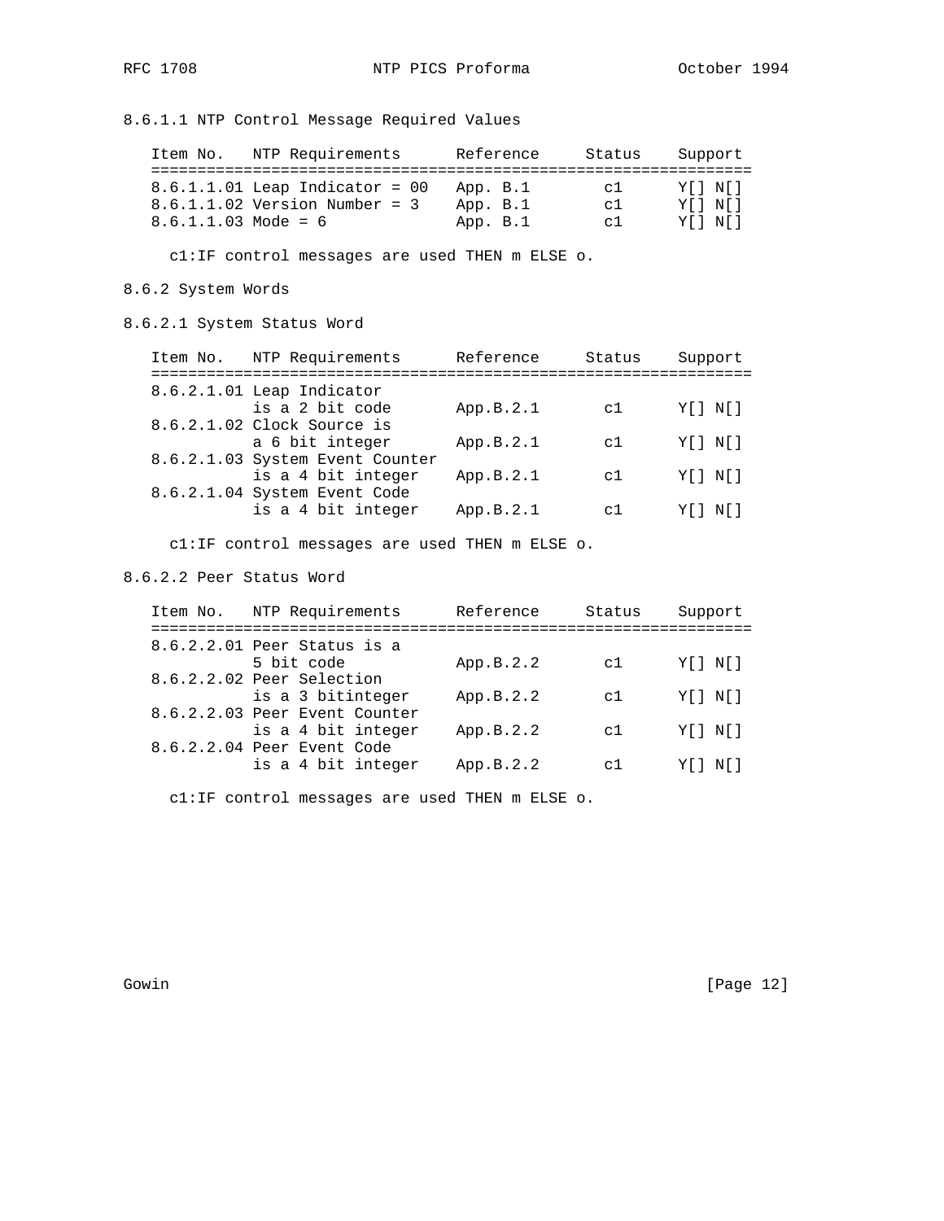8.6.1.1 NTP Control Message Required Values

| Item No. | NTP Requirements | Reference | Status | Support |
|---|---|---|---|---|
| 8.6.1.1.01 | Leap Indicator = 00 | App. B.1 | c1 | Y[] N[] |
| 8.6.1.1.02 | Version Number = 3 | App. B.1 | c1 | Y[] N[] |
| 8.6.1.1.03 | Mode = 6 | App. B.1 | c1 | Y[] N[] |

c1:IF control messages are used THEN m ELSE o.

8.6.2 System Words

8.6.2.1 System Status Word

| Item No. | NTP Requirements | Reference | Status | Support |
|---|---|---|---|---|
| 8.6.2.1.01 | Leap Indicator is a 2 bit code | App.B.2.1 | c1 | Y[] N[] |
| 8.6.2.1.02 | Clock Source is a 6 bit integer | App.B.2.1 | c1 | Y[] N[] |
| 8.6.2.1.03 | System Event Counter is a 4 bit integer | App.B.2.1 | c1 | Y[] N[] |
| 8.6.2.1.04 | System Event Code is a 4 bit integer | App.B.2.1 | c1 | Y[] N[] |

c1:IF control messages are used THEN m ELSE o.

8.6.2.2 Peer Status Word

| Item No. | NTP Requirements | Reference | Status | Support |
|---|---|---|---|---|
| 8.6.2.2.01 | Peer Status is a 5 bit code | App.B.2.2 | c1 | Y[] N[] |
| 8.6.2.2.02 | Peer Selection is a 3 bitinteger | App.B.2.2 | c1 | Y[] N[] |
| 8.6.2.2.03 | Peer Event Counter is a 4 bit integer | App.B.2.2 | c1 | Y[] N[] |
| 8.6.2.2.04 | Peer Event Code is a 4 bit integer | App.B.2.2 | c1 | Y[] N[] |

c1:IF control messages are used THEN m ELSE o.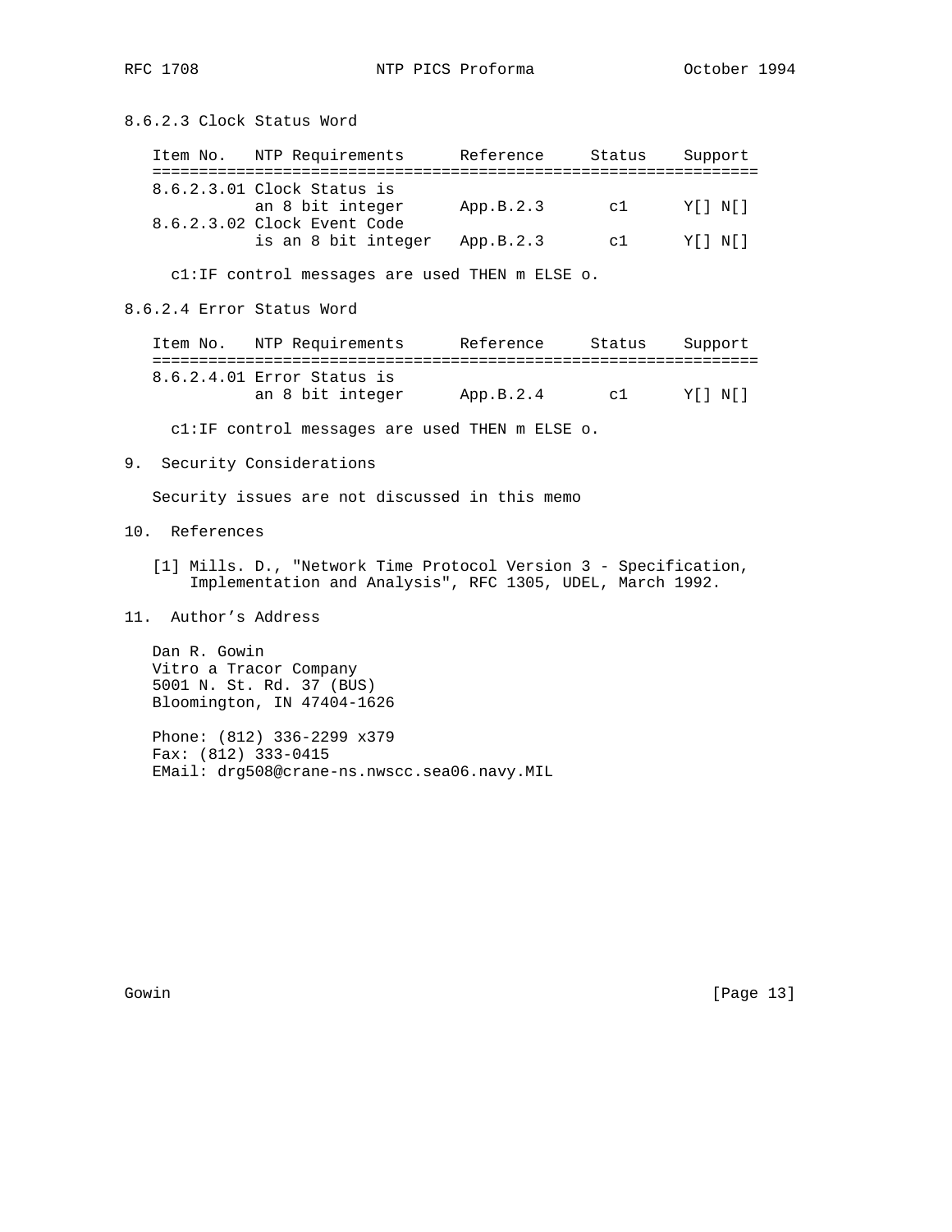### 8.6.2.3 Clock Status Word

| Item No. | NTP Requirements | Reference | Status | Support |
|---|---|---|---|---|
| 8.6.2.3.01 | Clock Status is an 8 bit integer | App.B.2.3 | c1 | Y[] N[] |
| 8.6.2.3.02 | Clock Event Code is an 8 bit integer | App.B.2.3 | c1 | Y[] N[] |

c1:IF control messages are used THEN m ELSE o.

### 8.6.2.4 Error Status Word

| Item No. | NTP Requirements | Reference | Status | Support |
|---|---|---|---|---|
| 8.6.2.4.01 | Error Status is an 8 bit integer | App.B.2.4 | c1 | Y[] N[] |

c1:IF control messages are used THEN m ELSE o.

## 9. Security Considerations

Security issues are not discussed in this memo

## 10. References

[1] Mills. D., "Network Time Protocol Version 3 - Specification, Implementation and Analysis", RFC 1305, UDEL, March 1992.

## 11. Author's Address

Dan R. Gowin
Vitro a Tracor Company
5001 N. St. Rd. 37 (BUS)
Bloomington, IN 47404-1626

Phone: (812) 336-2299 x379
Fax: (812) 333-0415
EMail: drg508@crane-ns.nwscc.sea06.navy.MIL